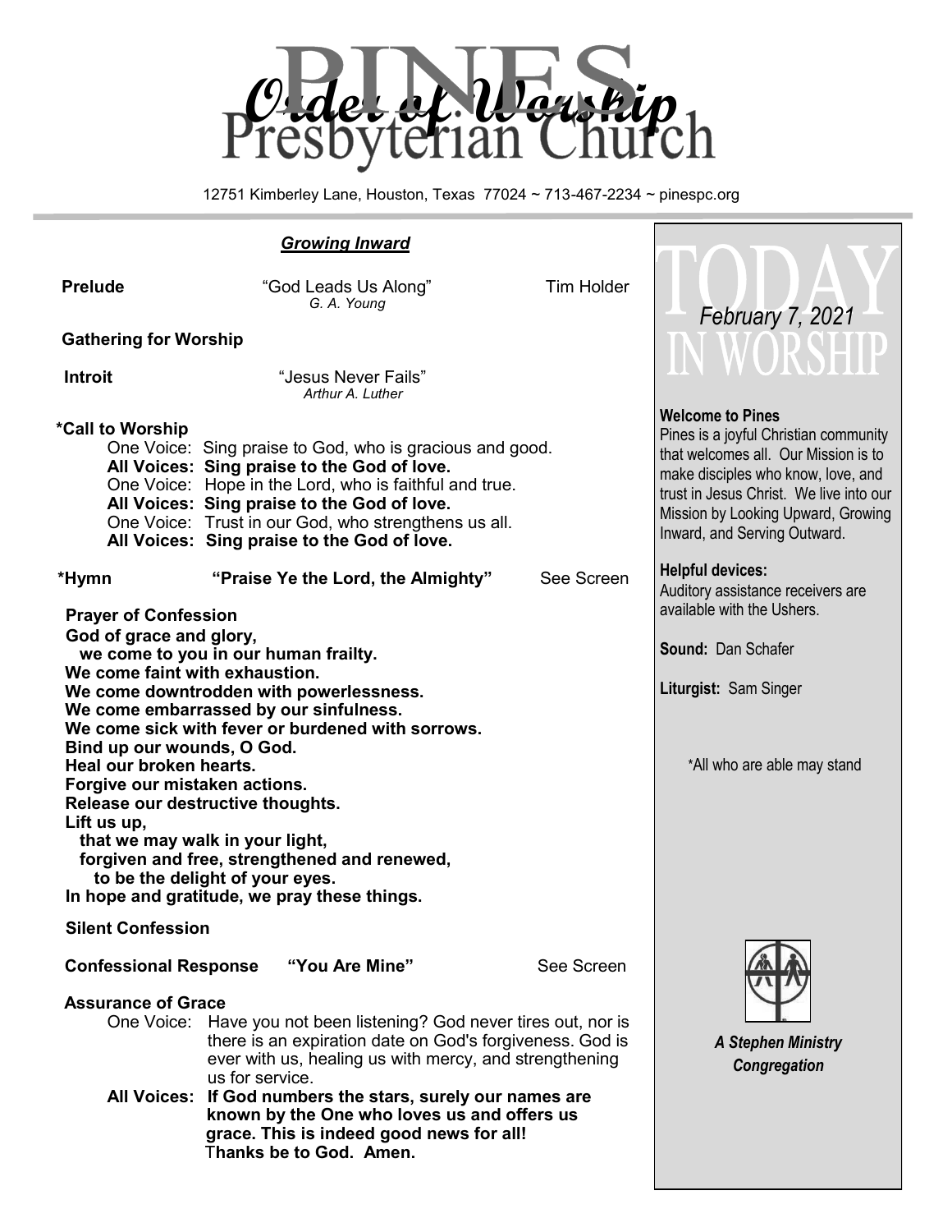# Order of Worship

# Pines Presbyterian Church

12751 Kimberley Lane, Houston, Texas 77024 ~ 713-467-2234 ~ pinespc.org

## *Growing Inward*

**Prelude** "God Leads Us Along" Tim Holder
*G. A. Young*

**Gathering for Worship**

**Introit** "Jesus Never Fails"
*Arthur A. Luther*

**\*Call to Worship**

One Voice: Sing praise to God, who is gracious and good.
**All Voices: Sing praise to the God of love.**
One Voice: Hope in the Lord, who is faithful and true.
**All Voices: Sing praise to the God of love.**
One Voice: Trust in our God, who strengthens us all.
**All Voices: Sing praise to the God of love.**

**\*Hymn "Praise Ye the Lord, the Almighty"** See Screen

**Prayer of Confession**

**God of grace and glory,**
**we come to you in our human frailty.**
**We come faint with exhaustion.**
**We come downtrodden with powerlessness.**
**We come embarrassed by our sinfulness.**
**We come sick with fever or burdened with sorrows.**
**Bind up our wounds, O God.**
**Heal our broken hearts.**
**Forgive our mistaken actions.**
**Release our destructive thoughts.**
**Lift us up,**
**that we may walk in your light,**
**forgiven and free, strengthened and renewed,**
**to be the delight of your eyes.**
**In hope and gratitude, we pray these things.**

**Silent Confession**

**Confessional Response "You Are Mine"** See Screen

**Assurance of Grace**

One Voice: Have you not been listening? God never tires out, nor is there is an expiration date on God's forgiveness. God is ever with us, healing us with mercy, and strengthening us for service.
**All Voices: If God numbers the stars, surely our names are known by the One who loves us and offers us grace. This is indeed good news for all! Thanks be to God. Amen.**

---

# TODAY IN WORSHIP

*February 7, 2021*

**Welcome to Pines**
Pines is a joyful Christian community that welcomes all. Our Mission is to make disciples who know, love, and trust in Jesus Christ. We live into our Mission by Looking Upward, Growing Inward, and Serving Outward.

**Helpful devices:**
Auditory assistance receivers are available with the Ushers.

**Sound:** Dan Schafer

**Liturgist:** Sam Singer

\*All who are able may stand

***A Stephen Ministry Congregation***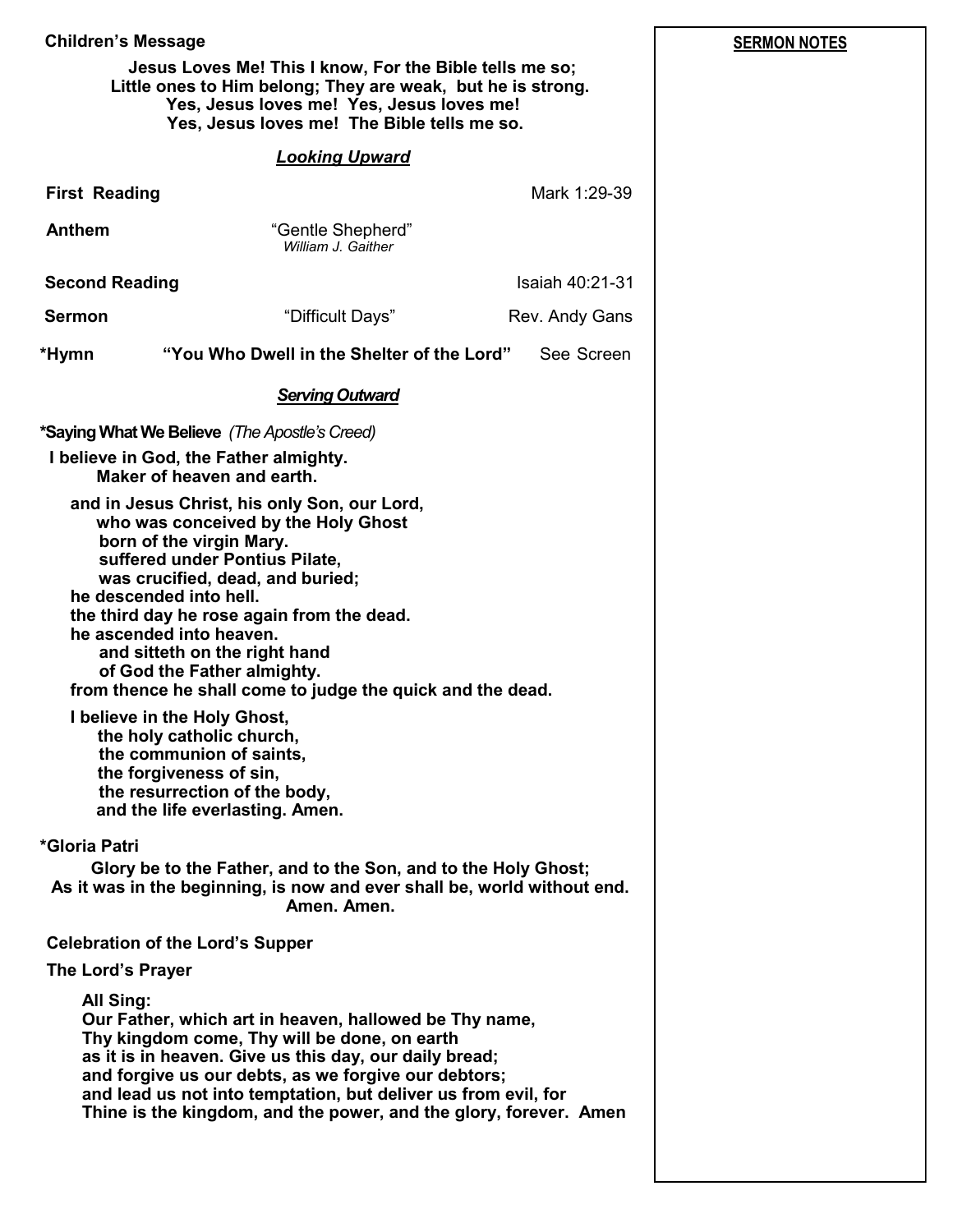**Children's Message**

**Jesus Loves Me! This I know, For the Bible tells me so;**
**Little ones to Him belong; They are weak, but he is strong.**
**Yes, Jesus loves me! Yes, Jesus loves me!**
**Yes, Jesus loves me! The Bible tells me so.**

***Looking Upward***

**First Reading** Mark 1:29-39

**Anthem** "Gentle Shepherd"
*William J. Gaither*

**Second Reading** Isaiah 40:21-31

**Sermon** "Difficult Days" Rev. Andy Gans

**\*Hymn** **"You Who Dwell in the Shelter of the Lord"** See Screen

***Serving Outward***

**\*Saying What We Believe** *(The Apostle's Creed)*

**I believe in God, the Father almighty.**
**Maker of heaven and earth.**

**and in Jesus Christ, his only Son, our Lord,**
**who was conceived by the Holy Ghost**
**born of the virgin Mary.**
**suffered under Pontius Pilate,**
**was crucified, dead, and buried;**
**he descended into hell.**
**the third day he rose again from the dead.**
**he ascended into heaven.**
**and sitteth on the right hand**
**of God the Father almighty.**
**from thence he shall come to judge the quick and the dead.**

**I believe in the Holy Ghost,**
**the holy catholic church,**
**the communion of saints,**
**the forgiveness of sin,**
**the resurrection of the body,**
**and the life everlasting. Amen.**

**\*Gloria Patri**

**Glory be to the Father, and to the Son, and to the Holy Ghost;**
**As it was in the beginning, is now and ever shall be, world without end.**
**Amen. Amen.**

**Celebration of the Lord's Supper**

**The Lord's Prayer**

**All Sing:**
**Our Father, which art in heaven, hallowed be Thy name,**
**Thy kingdom come, Thy will be done, on earth**
**as it is in heaven. Give us this day, our daily bread;**
**and forgive us our debts, as we forgive our debtors;**
**and lead us not into temptation, but deliver us from evil, for**
**Thine is the kingdom, and the power, and the glory, forever. Amen**

**SERMON NOTES**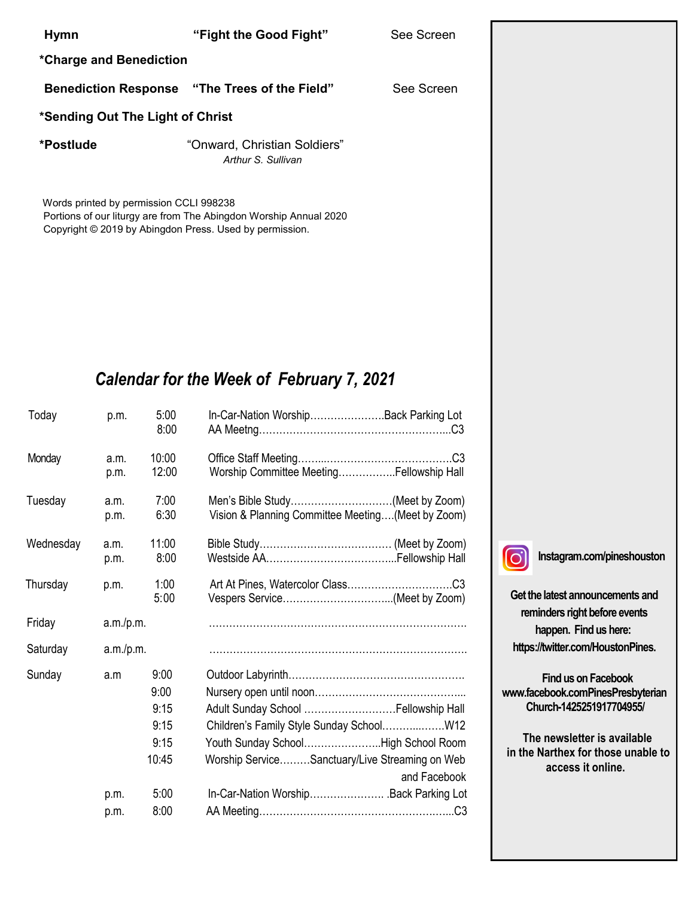| | | |
|---|---|---|
| **Hymn** | **"Fight the Good Fight"** | See Screen |
| ***Charge and Benediction** | | |
| **Benediction Response** | **"The Trees of the Field"** | See Screen |
| ***Sending Out The Light of Christ** | | |
| ***Postlude** | "Onward, Christian Soldiers" *Arthur S. Sullivan* | |

Words printed by permission CCLI 998238
Portions of our liturgy are from The Abingdon Worship Annual 2020
Copyright © 2019 by Abingdon Press. Used by permission.

## *Calendar for the Week of February 7, 2021*

| Day | | Time | Event |
|---|---|---|---|
| Today | p.m. | 5:00 | In-Car-Nation Worship………………….Back Parking Lot |
| | | 8:00 | AA Meetng………………………………………………...C3 |
| Monday | a.m. | 10:00 | Office Staff Meeting……...………………………………C3 |
| | p.m. | 12:00 | Worship Committee Meeting……………..Fellowship Hall |
| Tuesday | a.m. | 7:00 | Men's Bible Study…………………………(Meet by Zoom) |
| | p.m. | 6:30 | Vision & Planning Committee Meeting….(Meet by Zoom) |
| Wednesday | a.m. | 11:00 | Bible Study………………………………… (Meet by Zoom) |
| | p.m. | 8:00 | Westside AA………………………………...Fellowship Hall |
| Thursday | p.m. | 1:00 | Art At Pines, Watercolor Class…………………………C3 |
| | | 5:00 | Vespers Service…………………………...(Meet by Zoom) |
| Friday | a.m./p.m. | | ………………………………………………………………. |
| Saturday | a.m./p.m. | | ………………………………………………………………. |
| Sunday | a.m | 9:00 | Outdoor Labyrinth……………………………………………. |
| | | 9:00 | Nursery open until noon……………………………………... |
| | | 9:15 | Adult Sunday School ………………………Fellowship Hall |
| | | 9:15 | Children's Family Style Sunday School……...…….W12 |
| | | 9:15 | Youth Sunday School…………………..High School Room |
| | | 10:45 | Worship Service………Sanctuary/Live Streaming on Web and Facebook |
| | p.m. | 5:00 | In-Car-Nation Worship…………………. .Back Parking Lot |
| | p.m. | 8:00 | AA Meeting…………………………………………………...C3 |

**Instagram.com/pineshouston**

**Get the latest announcements and reminders right before events happen. Find us here: https://twitter.com/HoustonPines.**

**Find us on Facebook www.facebook.comPinesPresbyterianChurch-1425251917704955/**

**The newsletter is available in the Narthex for those unable to access it online.**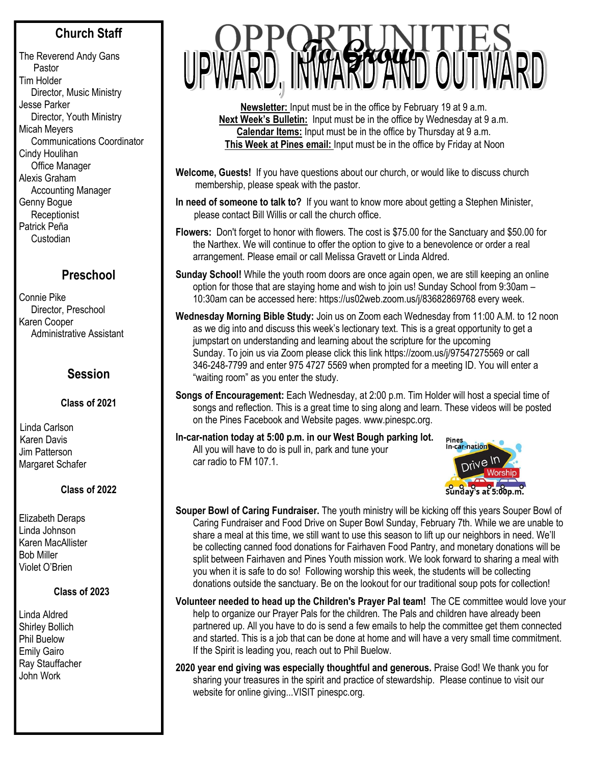## Church Staff

The Reverend Andy Gans
Pastor
Tim Holder
Director, Music Ministry
Jesse Parker
Director, Youth Ministry
Micah Meyers
Communications Coordinator
Cindy Houlihan
Office Manager
Alexis Graham
Accounting Manager
Genny Bogue
Receptionist
Patrick Peña
Custodian

## Preschool

Connie Pike
Director, Preschool
Karen Cooper
Administrative Assistant

## Session

### Class of 2021

Linda Carlson
Karen Davis
Jim Patterson
Margaret Schafer

### Class of 2022

Elizabeth Deraps
Linda Johnson
Karen MacAllister
Bob Miller
Violet O'Brien

### Class of 2023

Linda Aldred
Shirley Bollich
Phil Buelow
Emily Gairo
Ray Stauffacher
John Work

# OPPORTUNITIES To Grow UPWARD, INWARD AND OUTWARD

**Newsletter:** Input must be in the office by February 19 at 9 a.m.
**Next Week's Bulletin:** Input must be in the office by Wednesday at 9 a.m.
**Calendar Items:** Input must be in the office by Thursday at 9 a.m.
**This Week at Pines email:** Input must be in the office by Friday at Noon

**Welcome, Guests!** If you have questions about our church, or would like to discuss church membership, please speak with the pastor.

**In need of someone to talk to?** If you want to know more about getting a Stephen Minister, please contact Bill Willis or call the church office.

**Flowers:** Don't forget to honor with flowers. The cost is $75.00 for the Sanctuary and $50.00 for the Narthex. We will continue to offer the option to give to a benevolence or order a real arrangement. Please email or call Melissa Gravett or Linda Aldred.

**Sunday School!** While the youth room doors are once again open, we are still keeping an online option for those that are staying home and wish to join us! Sunday School from 9:30am – 10:30am can be accessed here: https://us02web.zoom.us/j/83682869768 every week.

**Wednesday Morning Bible Study:** Join us on Zoom each Wednesday from 11:00 A.M. to 12 noon as we dig into and discuss this week's lectionary text. This is a great opportunity to get a jumpstart on understanding and learning about the scripture for the upcoming Sunday. To join us via Zoom please click this link https://zoom.us/j/97547275569 or call 346-248-7799 and enter 975 4727 5569 when prompted for a meeting ID. You will enter a "waiting room" as you enter the study.

**Songs of Encouragement:** Each Wednesday, at 2:00 p.m. Tim Holder will host a special time of songs and reflection. This is a great time to sing along and learn. These videos will be posted on the Pines Facebook and Website pages. www.pinespc.org.

**In-car-nation today at 5:00 p.m. in our West Bough parking lot.** All you will have to do is pull in, park and tune your car radio to FM 107.1.

Pines In-car-nation Drive In Worship Sunday's at 5:00p.m.

**Souper Bowl of Caring Fundraiser.** The youth ministry will be kicking off this years Souper Bowl of Caring Fundraiser and Food Drive on Super Bowl Sunday, February 7th. While we are unable to share a meal at this time, we still want to use this season to lift up our neighbors in need. We'll be collecting canned food donations for Fairhaven Food Pantry, and monetary donations will be split between Fairhaven and Pines Youth mission work. We look forward to sharing a meal with you when it is safe to do so! Following worship this week, the students will be collecting donations outside the sanctuary. Be on the lookout for our traditional soup pots for collection!

**Volunteer needed to head up the Children's Prayer Pal team!** The CE committee would love your help to organize our Prayer Pals for the children. The Pals and children have already been partnered up. All you have to do is send a few emails to help the committee get them connected and started. This is a job that can be done at home and will have a very small time commitment. If the Spirit is leading you, reach out to Phil Buelow.

**2020 year end giving was especially thoughtful and generous.** Praise God! We thank you for sharing your treasures in the spirit and practice of stewardship. Please continue to visit our website for online giving...VISIT pinespc.org.